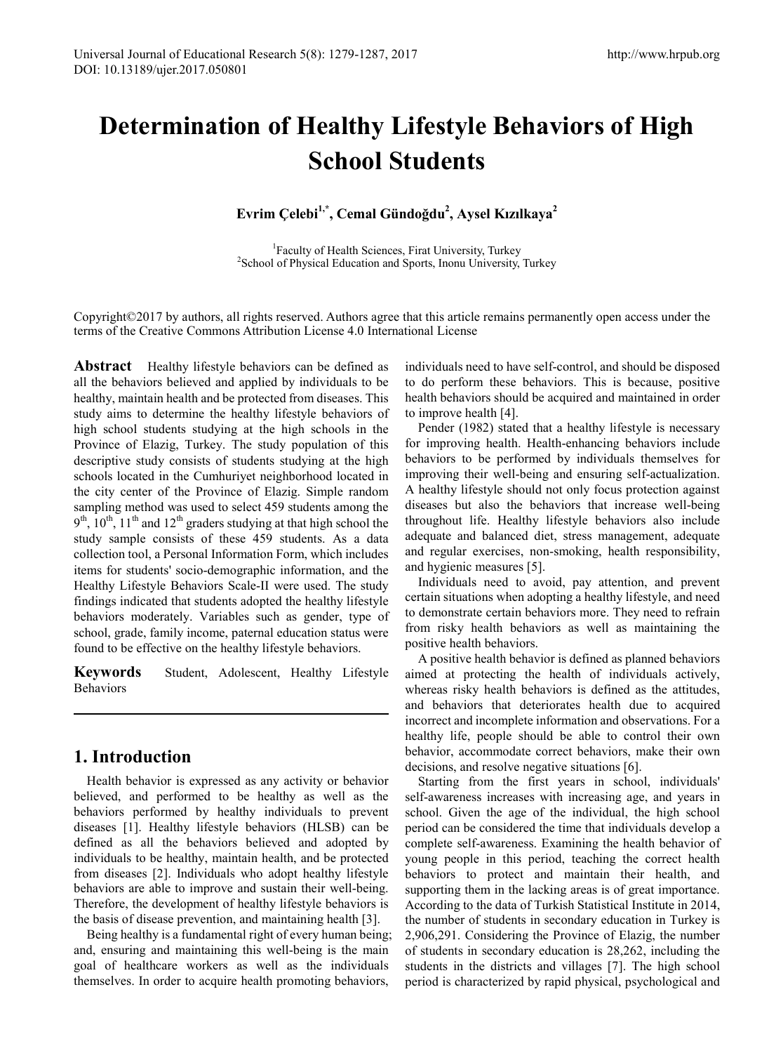# Determination of Healthy Lifestyle Behaviors of High School Students

**Evrim Çelebi[1,*], Cemal Gündoğdu[2], Aysel Kızılkaya[2]**

[1]Faculty of Health Sciences, Firat University, Turkey
[2]School of Physical Education and Sports, Inonu University, Turkey

Copyright©2017 by authors, all rights reserved. Authors agree that this article remains permanently open access under the terms of the Creative Commons Attribution License 4.0 International License

**Abstract** Healthy lifestyle behaviors can be defined as all the behaviors believed and applied by individuals to be healthy, maintain health and be protected from diseases. This study aims to determine the healthy lifestyle behaviors of high school students studying at the high schools in the Province of Elazig, Turkey. The study population of this descriptive study consists of students studying at the high schools located in the Cumhuriyet neighborhood located in the city center of the Province of Elazig. Simple random sampling method was used to select 459 students among the 9th, 10th, 11th and 12th graders studying at that high school the study sample consists of these 459 students. As a data collection tool, a Personal Information Form, which includes items for students' socio-demographic information, and the Healthy Lifestyle Behaviors Scale-II were used. The study findings indicated that students adopted the healthy lifestyle behaviors moderately. Variables such as gender, type of school, grade, family income, paternal education status were found to be effective on the healthy lifestyle behaviors.

**Keywords** Student, Adolescent, Healthy Lifestyle Behaviors

## 1. Introduction

Health behavior is expressed as any activity or behavior believed, and performed to be healthy as well as the behaviors performed by healthy individuals to prevent diseases [1]. Healthy lifestyle behaviors (HLSB) can be defined as all the behaviors believed and adopted by individuals to be healthy, maintain health, and be protected from diseases [2]. Individuals who adopt healthy lifestyle behaviors are able to improve and sustain their well-being. Therefore, the development of healthy lifestyle behaviors is the basis of disease prevention, and maintaining health [3].

Being healthy is a fundamental right of every human being; and, ensuring and maintaining this well-being is the main goal of healthcare workers as well as the individuals themselves. In order to acquire health promoting behaviors, individuals need to have self-control, and should be disposed to do perform these behaviors. This is because, positive health behaviors should be acquired and maintained in order to improve health [4].

Pender (1982) stated that a healthy lifestyle is necessary for improving health. Health-enhancing behaviors include behaviors to be performed by individuals themselves for improving their well-being and ensuring self-actualization. A healthy lifestyle should not only focus protection against diseases but also the behaviors that increase well-being throughout life. Healthy lifestyle behaviors also include adequate and balanced diet, stress management, adequate and regular exercises, non-smoking, health responsibility, and hygienic measures [5].

Individuals need to avoid, pay attention, and prevent certain situations when adopting a healthy lifestyle, and need to demonstrate certain behaviors more. They need to refrain from risky health behaviors as well as maintaining the positive health behaviors.

A positive health behavior is defined as planned behaviors aimed at protecting the health of individuals actively, whereas risky health behaviors is defined as the attitudes, and behaviors that deteriorates health due to acquired incorrect and incomplete information and observations. For a healthy life, people should be able to control their own behavior, accommodate correct behaviors, make their own decisions, and resolve negative situations [6].

Starting from the first years in school, individuals' self-awareness increases with increasing age, and years in school. Given the age of the individual, the high school period can be considered the time that individuals develop a complete self-awareness. Examining the health behavior of young people in this period, teaching the correct health behaviors to protect and maintain their health, and supporting them in the lacking areas is of great importance. According to the data of Turkish Statistical Institute in 2014, the number of students in secondary education in Turkey is 2,906,291. Considering the Province of Elazig, the number of students in secondary education is 28,262, including the students in the districts and villages [7]. The high school period is characterized by rapid physical, psychological and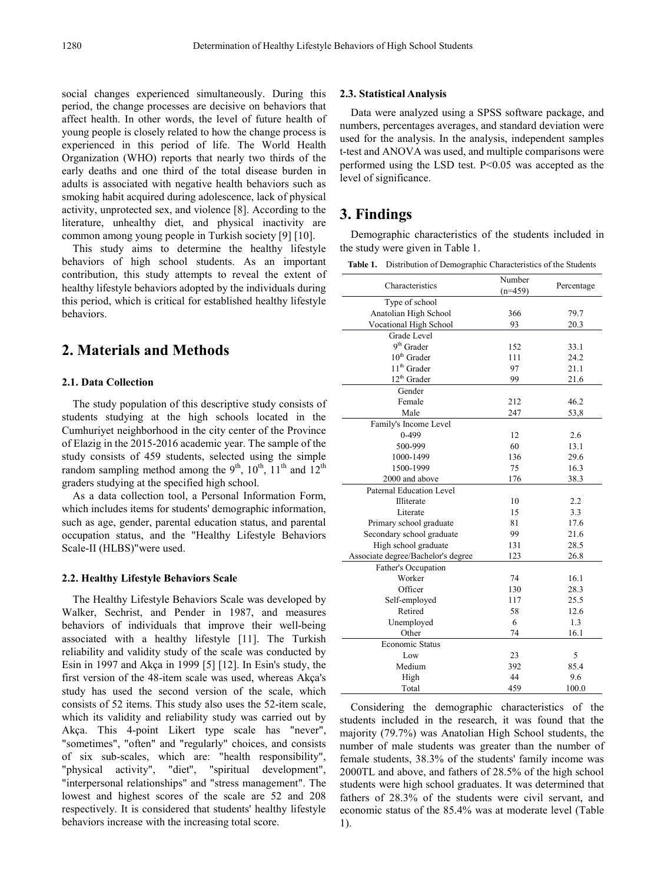social changes experienced simultaneously. During this period, the change processes are decisive on behaviors that affect health. In other words, the level of future health of young people is closely related to how the change process is experienced in this period of life. The World Health Organization (WHO) reports that nearly two thirds of the early deaths and one third of the total disease burden in adults is associated with negative health behaviors such as smoking habit acquired during adolescence, lack of physical activity, unprotected sex, and violence [8]. According to the literature, unhealthy diet, and physical inactivity are common among young people in Turkish society [9] [10].

This study aims to determine the healthy lifestyle behaviors of high school students. As an important contribution, this study attempts to reveal the extent of healthy lifestyle behaviors adopted by the individuals during this period, which is critical for established healthy lifestyle behaviors.

## 2. Materials and Methods

### 2.1. Data Collection

The study population of this descriptive study consists of students studying at the high schools located in the Cumhuriyet neighborhood in the city center of the Province of Elazig in the 2015-2016 academic year. The sample of the study consists of 459 students, selected using the simple random sampling method among the 9th, 10th, 11th and 12th graders studying at the specified high school.

As a data collection tool, a Personal Information Form, which includes items for students' demographic information, such as age, gender, parental education status, and parental occupation status, and the "Healthy Lifestyle Behaviors Scale-II (HLBS)"were used.

### 2.2. Healthy Lifestyle Behaviors Scale

The Healthy Lifestyle Behaviors Scale was developed by Walker, Sechrist, and Pender in 1987, and measures behaviors of individuals that improve their well-being associated with a healthy lifestyle [11]. The Turkish reliability and validity study of the scale was conducted by Esin in 1997 and Akça in 1999 [5] [12]. In Esin's study, the first version of the 48-item scale was used, whereas Akça's study has used the second version of the scale, which consists of 52 items. This study also uses the 52-item scale, which its validity and reliability study was carried out by Akça. This 4-point Likert type scale has "never", "sometimes", "often" and "regularly" choices, and consists of six sub-scales, which are: "health responsibility", "physical activity", "diet", "spiritual development", "interpersonal relationships" and "stress management". The lowest and highest scores of the scale are 52 and 208 respectively. It is considered that students' healthy lifestyle behaviors increase with the increasing total score.

### 2.3. Statistical Analysis

Data were analyzed using a SPSS software package, and numbers, percentages averages, and standard deviation were used for the analysis. In the analysis, independent samples t-test and ANOVA was used, and multiple comparisons were performed using the LSD test. $P<0.05$ was accepted as the level of significance.

## 3. Findings

Demographic characteristics of the students included in the study were given in Table 1.

**Table 1.** Distribution of Demographic Characteristics of the Students

| Characteristics | Number (n=459) | Percentage |
|---|---|---|
| Type of school | | |
| Anatolian High School | 366 | 79.7 |
| Vocational High School | 93 | 20.3 |
| Grade Level | | |
| 9th Grader | 152 | 33.1 |
| 10th Grader | 111 | 24.2 |
| 11th Grader | 97 | 21.1 |
| 12th Grader | 99 | 21.6 |
| Gender | | |
| Female | 212 | 46.2 |
| Male | 247 | 53,8 |
| Family's Income Level | | |
| 0-499 | 12 | 2.6 |
| 500-999 | 60 | 13.1 |
| 1000-1499 | 136 | 29.6 |
| 1500-1999 | 75 | 16.3 |
| 2000 and above | 176 | 38.3 |
| Paternal Education Level | | |
| Illiterate | 10 | 2.2 |
| Literate | 15 | 3.3 |
| Primary school graduate | 81 | 17.6 |
| Secondary school graduate | 99 | 21.6 |
| High school graduate | 131 | 28.5 |
| Associate degree/Bachelor's degree | 123 | 26.8 |
| Father's Occupation | | |
| Worker | 74 | 16.1 |
| Officer | 130 | 28.3 |
| Self-employed | 117 | 25.5 |
| Retired | 58 | 12.6 |
| Unemployed | 6 | 1.3 |
| Other | 74 | 16.1 |
| Economic Status | | |
| Low | 23 | 5 |
| Medium | 392 | 85.4 |
| High | 44 | 9.6 |
| Total | 459 | 100.0 |

Considering the demographic characteristics of the students included in the research, it was found that the majority (79.7%) was Anatolian High School students, the number of male students was greater than the number of female students, 38.3% of the students' family income was 2000TL and above, and fathers of 28.5% of the high school students were high school graduates. It was determined that fathers of 28.3% of the students were civil servant, and economic status of the 85.4% was at moderate level (Table 1).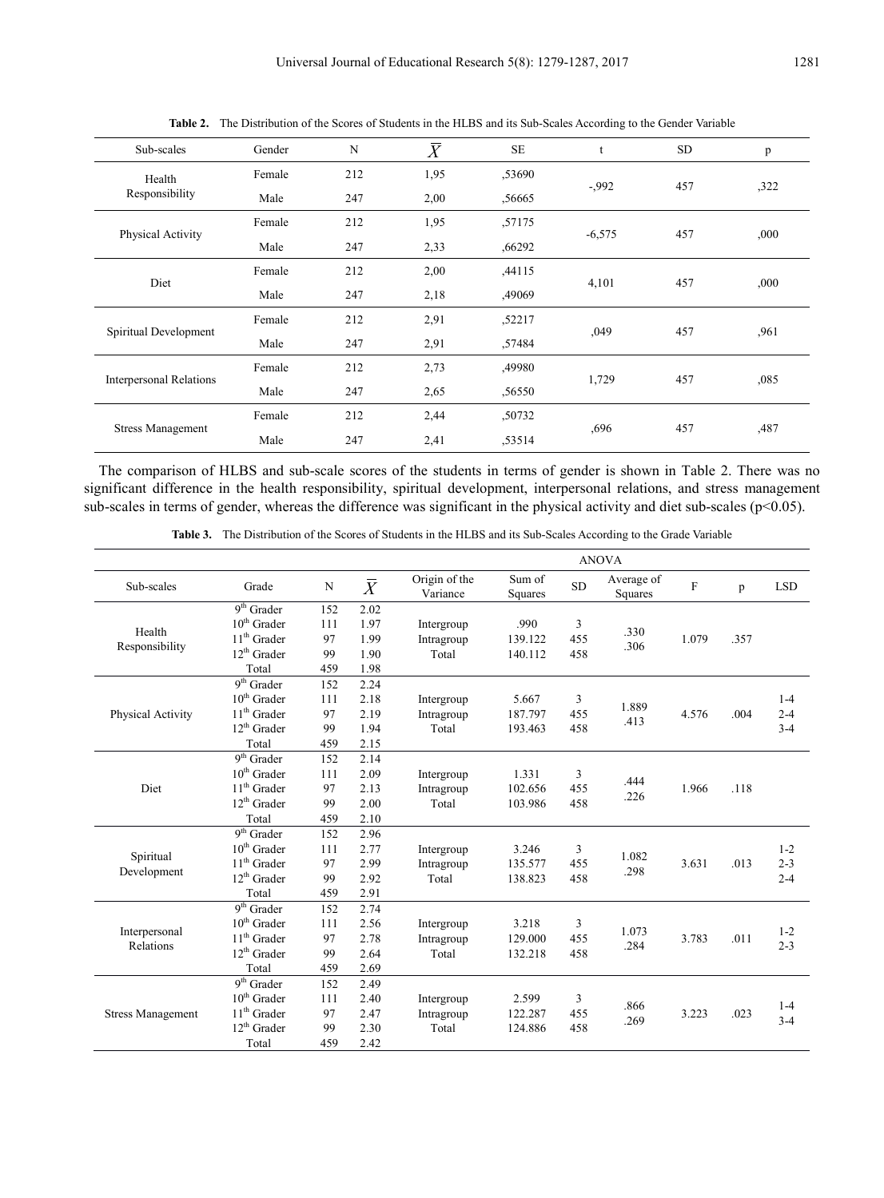**Table 2.** The Distribution of the Scores of Students in the HLBS and its Sub-Scales According to the Gender Variable

| Sub-scales | Gender | N | $\overline{X}$ | SE | t | SD | p |
|---|---|---|---|---|---|---|---|
| Health Responsibility | Female | 212 | 1,95 | ,53690 | -,992 | 457 | ,322 |
| | Male | 247 | 2,00 | ,56665 | | | |
| Physical Activity | Female | 212 | 1,95 | ,57175 | -6,575 | 457 | ,000 |
| | Male | 247 | 2,33 | ,66292 | | | |
| Diet | Female | 212 | 2,00 | ,44115 | 4,101 | 457 | ,000 |
| | Male | 247 | 2,18 | ,49069 | | | |
| Spiritual Development | Female | 212 | 2,91 | ,52217 | ,049 | 457 | ,961 |
| | Male | 247 | 2,91 | ,57484 | | | |
| Interpersonal Relations | Female | 212 | 2,73 | ,49980 | 1,729 | 457 | ,085 |
| | Male | 247 | 2,65 | ,56550 | | | |
| Stress Management | Female | 212 | 2,44 | ,50732 | ,696 | 457 | ,487 |
| | Male | 247 | 2,41 | ,53514 | | | |

The comparison of HLBS and sub-scale scores of the students in terms of gender is shown in Table 2. There was no significant difference in the health responsibility, spiritual development, interpersonal relations, and stress management sub-scales in terms of gender, whereas the difference was significant in the physical activity and diet sub-scales ($p<0.05$).

**Table 3.** The Distribution of the Scores of Students in the HLBS and its Sub-Scales According to the Grade Variable

| | | | | ANOVA | | | | | | |
|---|---|---|---|---|---|---|---|---|---|---|
| Sub-scales | Grade | N | $\overline{X}$ | Origin of the Variance | Sum of Squares | SD | Average of Squares | F | p | LSD |
| Health Responsibility | 9th Grader | 152 | 2.02 | | | | | | | |
| | 10th Grader | 111 | 1.97 | Intergroup | .990 | 3 | .330 | 1.079 | .357 | |
| | 11th Grader | 97 | 1.99 | Intragroup | 139.122 | 455 | .306 | | | |
| | 12th Grader | 99 | 1.90 | Total | 140.112 | 458 | | | | |
| | Total | 459 | 1.98 | | | | | | | |
| Physical Activity | 9th Grader | 152 | 2.24 | | | | | | | |
| | 10th Grader | 111 | 2.18 | Intergroup | 5.667 | 3 | 1.889 | 4.576 | .004 | 1-4 |
| | 11th Grader | 97 | 2.19 | Intragroup | 187.797 | 455 | .413 | | | 2-4 |
| | 12th Grader | 99 | 1.94 | Total | 193.463 | 458 | | | | 3-4 |
| | Total | 459 | 2.15 | | | | | | | |
| Diet | 9th Grader | 152 | 2.14 | | | | | | | |
| | 10th Grader | 111 | 2.09 | Intergroup | 1.331 | 3 | .444 | 1.966 | .118 | |
| | 11th Grader | 97 | 2.13 | Intragroup | 102.656 | 455 | .226 | | | |
| | 12th Grader | 99 | 2.00 | Total | 103.986 | 458 | | | | |
| | Total | 459 | 2.10 | | | | | | | |
| Spiritual Development | 9th Grader | 152 | 2.96 | | | | | | | |
| | 10th Grader | 111 | 2.77 | Intergroup | 3.246 | 3 | 1.082 | 3.631 | .013 | 1-2 |
| | 11th Grader | 97 | 2.99 | Intragroup | 135.577 | 455 | .298 | | | 2-3 |
| | 12th Grader | 99 | 2.92 | Total | 138.823 | 458 | | | | 2-4 |
| | Total | 459 | 2.91 | | | | | | | |
| Interpersonal Relations | 9th Grader | 152 | 2.74 | | | | | | | |
| | 10th Grader | 111 | 2.56 | Intergroup | 3.218 | 3 | 1.073 | 3.783 | .011 | 1-2 |
| | 11th Grader | 97 | 2.78 | Intragroup | 129.000 | 455 | .284 | | | 2-3 |
| | 12th Grader | 99 | 2.64 | Total | 132.218 | 458 | | | | |
| | Total | 459 | 2.69 | | | | | | | |
| Stress Management | 9th Grader | 152 | 2.49 | | | | | | | |
| | 10th Grader | 111 | 2.40 | Intergroup | 2.599 | 3 | .866 | 3.223 | .023 | 1-4 |
| | 11th Grader | 97 | 2.47 | Intragroup | 122.287 | 455 | .269 | | | 3-4 |
| | 12th Grader | 99 | 2.30 | Total | 124.886 | 458 | | | | |
| | Total | 459 | 2.42 | | | | | | | |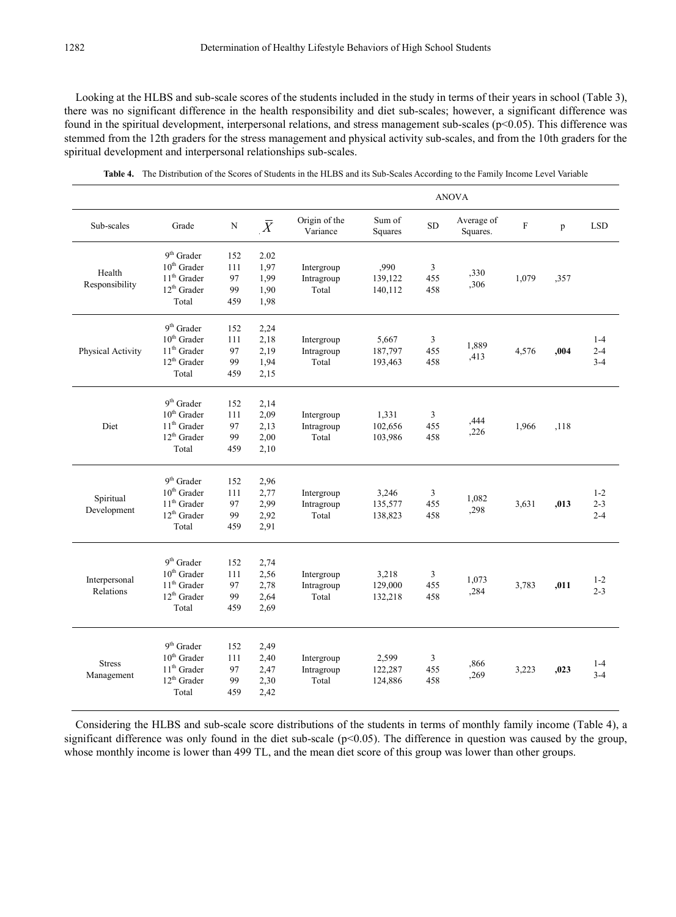Looking at the HLBS and sub-scale scores of the students included in the study in terms of their years in school (Table 3), there was no significant difference in the health responsibility and diet sub-scales; however, a significant difference was found in the spiritual development, interpersonal relations, and stress management sub-scales (p<0.05). This difference was stemmed from the 12th graders for the stress management and physical activity sub-scales, and from the 10th graders for the spiritual development and interpersonal relationships sub-scales.

**Table 4.** The Distribution of the Scores of Students in the HLBS and its Sub-Scales According to the Family Income Level Variable

| | | | | ANOVA | | | | | | |
|---|---|---|---|---|---|---|---|---|---|---|
| Sub-scales | Grade | N | $\bar{X}$ | Origin of the Variance | Sum of Squares | SD | Average of Squares. | F | p | LSD |
| Health Responsibility | 9th Grader<br>10th Grader<br>11th Grader<br>12th Grader<br>Total | 152<br>111<br>97<br>99<br>459 | 2.02<br>1,97<br>1,99<br>1,90<br>1,98 | Intergroup<br>Intragroup<br>Total | ,990<br>139,122<br>140,112 | 3<br>455<br>458 | ,330<br>,306 | 1,079 | ,357 | |
| Physical Activity | 9th Grader<br>10th Grader<br>11th Grader<br>12th Grader<br>Total | 152<br>111<br>97<br>99<br>459 | 2,24<br>2,18<br>2,19<br>1,94<br>2,15 | Intergroup<br>Intragroup<br>Total | 5,667<br>187,797<br>193,463 | 3<br>455<br>458 | 1,889<br>,413 | 4,576 | **,004** | 1-4<br>2-4<br>3-4 |
| Diet | 9th Grader<br>10th Grader<br>11th Grader<br>12th Grader<br>Total | 152<br>111<br>97<br>99<br>459 | 2,14<br>2,09<br>2,13<br>2,00<br>2,10 | Intergroup<br>Intragroup<br>Total | 1,331<br>102,656<br>103,986 | 3<br>455<br>458 | ,444<br>,226 | 1,966 | ,118 | |
| Spiritual Development | 9th Grader<br>10th Grader<br>11th Grader<br>12th Grader<br>Total | 152<br>111<br>97<br>99<br>459 | 2,96<br>2,77<br>2,99<br>2,92<br>2,91 | Intergroup<br>Intragroup<br>Total | 3,246<br>135,577<br>138,823 | 3<br>455<br>458 | 1,082<br>,298 | 3,631 | **,013** | 1-2<br>2-3<br>2-4 |
| Interpersonal Relations | 9th Grader<br>10th Grader<br>11th Grader<br>12th Grader<br>Total | 152<br>111<br>97<br>99<br>459 | 2,74<br>2,56<br>2,78<br>2,64<br>2,69 | Intergroup<br>Intragroup<br>Total | 3,218<br>129,000<br>132,218 | 3<br>455<br>458 | 1,073<br>,284 | 3,783 | **,011** | 1-2<br>2-3 |
| Stress Management | 9th Grader<br>10th Grader<br>11th Grader<br>12th Grader<br>Total | 152<br>111<br>97<br>99<br>459 | 2,49<br>2,40<br>2,47<br>2,30<br>2,42 | Intergroup<br>Intragroup<br>Total | 2,599<br>122,287<br>124,886 | 3<br>455<br>458 | ,866<br>,269 | 3,223 | **,023** | 1-4<br>3-4 |

Considering the HLBS and sub-scale score distributions of the students in terms of monthly family income (Table 4), a significant difference was only found in the diet sub-scale (p<0.05). The difference in question was caused by the group, whose monthly income is lower than 499 TL, and the mean diet score of this group was lower than other groups.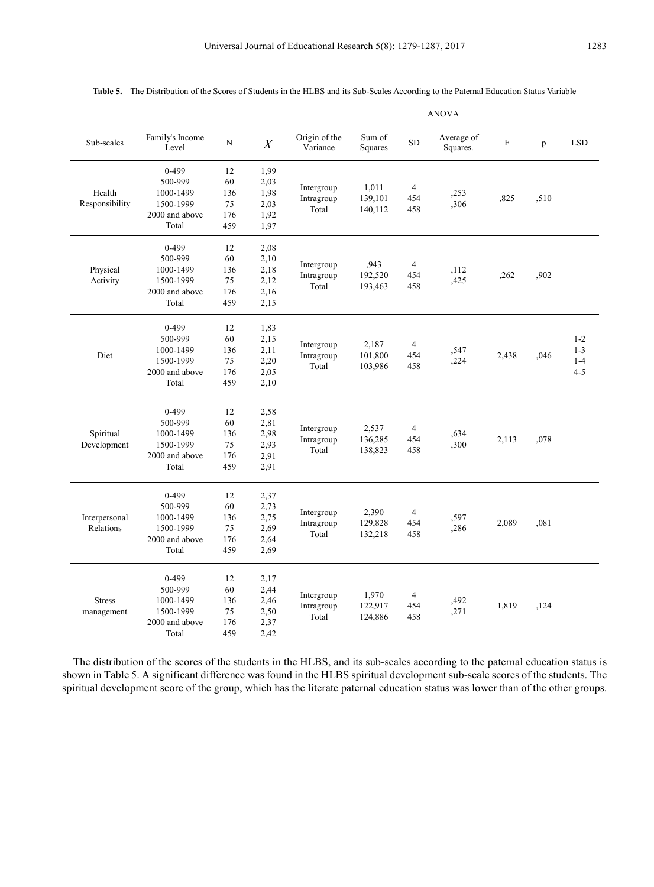**Table 5.** The Distribution of the Scores of Students in the HLBS and its Sub-Scales According to the Paternal Education Status Variable

| | | | | ANOVA | | | | | | |
|---|---|---|---|---|---|---|---|---|---|---|
| Sub-scales | Family's Income Level | N | $\overline{X}$ | Origin of the Variance | Sum of Squares | SD | Average of Squares. | F | p | LSD |
| Health Responsibility | 0-499<br>500-999<br>1000-1499<br>1500-1999<br>2000 and above<br>Total | 12<br>60<br>136<br>75<br>176<br>459 | 1,99<br>2,03<br>1,98<br>2,03<br>1,92<br>1,97 | Intergroup<br>Intragroup<br>Total | 1,011<br>139,101<br>140,112 | 4<br>454<br>458 | ,253<br>,306 | ,825 | ,510 | |
| Physical Activity | 0-499<br>500-999<br>1000-1499<br>1500-1999<br>2000 and above<br>Total | 12<br>60<br>136<br>75<br>176<br>459 | 2,08<br>2,10<br>2,18<br>2,12<br>2,16<br>2,15 | Intergroup<br>Intragroup<br>Total | ,943<br>192,520<br>193,463 | 4<br>454<br>458 | ,112<br>,425 | ,262 | ,902 | |
| Diet | 0-499<br>500-999<br>1000-1499<br>1500-1999<br>2000 and above<br>Total | 12<br>60<br>136<br>75<br>176<br>459 | 1,83<br>2,15<br>2,11<br>2,20<br>2,05<br>2,10 | Intergroup<br>Intragroup<br>Total | 2,187<br>101,800<br>103,986 | 4<br>454<br>458 | ,547<br>,224 | 2,438 | ,046 | 1-2<br>1-3<br>1-4<br>4-5 |
| Spiritual Development | 0-499<br>500-999<br>1000-1499<br>1500-1999<br>2000 and above<br>Total | 12<br>60<br>136<br>75<br>176<br>459 | 2,58<br>2,81<br>2,98<br>2,93<br>2,91<br>2,91 | Intergroup<br>Intragroup<br>Total | 2,537<br>136,285<br>138,823 | 4<br>454<br>458 | ,634<br>,300 | 2,113 | ,078 | |
| Interpersonal Relations | 0-499<br>500-999<br>1000-1499<br>1500-1999<br>2000 and above<br>Total | 12<br>60<br>136<br>75<br>176<br>459 | 2,37<br>2,73<br>2,75<br>2,69<br>2,64<br>2,69 | Intergroup<br>Intragroup<br>Total | 2,390<br>129,828<br>132,218 | 4<br>454<br>458 | ,597<br>,286 | 2,089 | ,081 | |
| Stress management | 0-499<br>500-999<br>1000-1499<br>1500-1999<br>2000 and above<br>Total | 12<br>60<br>136<br>75<br>176<br>459 | 2,17<br>2,44<br>2,46<br>2,50<br>2,37<br>2,42 | Intergroup<br>Intragroup<br>Total | 1,970<br>122,917<br>124,886 | 4<br>454<br>458 | ,492<br>,271 | 1,819 | ,124 | |

The distribution of the scores of the students in the HLBS, and its sub-scales according to the paternal education status is shown in Table 5. A significant difference was found in the HLBS spiritual development sub-scale scores of the students. The spiritual development score of the group, which has the literate paternal education status was lower than of the other groups.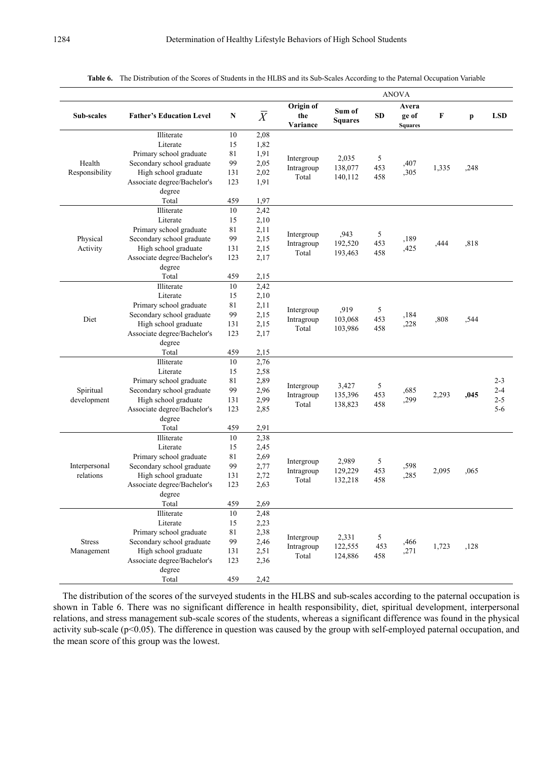**Table 6.** The Distribution of the Scores of Students in the HLBS and its Sub-Scales According to the Paternal Occupation Variable

| Sub-scales | Father's Education Level | N | $\overline{X}$ | ANOVA: Origin of the Variance | Sum of Squares | SD | Average of Squares | F | p | LSD |
|---|---|---|---|---|---|---|---|---|---|---|
| Health Responsibility | Illiterate | 10 | 2,08 | Intergroup | 2,035 | 5 | ,407 | 1,335 | ,248 | |
| | Literate | 15 | 1,82 | Intragroup | 138,077 | 453 | ,305 | | | |
| | Primary school graduate | 81 | 1,91 | Total | 140,112 | 458 | | | | |
| | Secondary school graduate | 99 | 2,05 | | | | | | | |
| | High school graduate | 131 | 2,02 | | | | | | | |
| | Associate degree/Bachelor's degree | 123 | 1,91 | | | | | | | |
| | Total | 459 | 1,97 | | | | | | | |
| Physical Activity | Illiterate | 10 | 2,42 | Intergroup | ,943 | 5 | ,189 | ,444 | ,818 | |
| | Literate | 15 | 2,10 | Intragroup | 192,520 | 453 | ,425 | | | |
| | Primary school graduate | 81 | 2,11 | Total | 193,463 | 458 | | | | |
| | Secondary school graduate | 99 | 2,15 | | | | | | | |
| | High school graduate | 131 | 2,15 | | | | | | | |
| | Associate degree/Bachelor's degree | 123 | 2,17 | | | | | | | |
| | Total | 459 | 2,15 | | | | | | | |
| Diet | Illiterate | 10 | 2,42 | Intergroup | ,919 | 5 | ,184 | ,808 | ,544 | |
| | Literate | 15 | 2,10 | Intragroup | 103,068 | 453 | ,228 | | | |
| | Primary school graduate | 81 | 2,11 | Total | 103,986 | 458 | | | | |
| | Secondary school graduate | 99 | 2,15 | | | | | | | |
| | High school graduate | 131 | 2,15 | | | | | | | |
| | Associate degree/Bachelor's degree | 123 | 2,17 | | | | | | | |
| | Total | 459 | 2,15 | | | | | | | |
| Spiritual development | Illiterate | 10 | 2,76 | Intergroup | 3,427 | 5 | ,685 | 2,293 | **,045** | 2-3 |
| | Literate | 15 | 2,58 | Intragroup | 135,396 | 453 | ,299 | | | 2-4 |
| | Primary school graduate | 81 | 2,89 | Total | 138,823 | 458 | | | | 2-5 |
| | Secondary school graduate | 99 | 2,96 | | | | | | | 5-6 |
| | High school graduate | 131 | 2,99 | | | | | | | |
| | Associate degree/Bachelor's degree | 123 | 2,85 | | | | | | | |
| | Total | 459 | 2,91 | | | | | | | |
| Interpersonal relations | Illiterate | 10 | 2,38 | Intergroup | 2,989 | 5 | ,598 | 2,095 | ,065 | |
| | Literate | 15 | 2,45 | Intragroup | 129,229 | 453 | ,285 | | | |
| | Primary school graduate | 81 | 2,69 | Total | 132,218 | 458 | | | | |
| | Secondary school graduate | 99 | 2,77 | | | | | | | |
| | High school graduate | 131 | 2,72 | | | | | | | |
| | Associate degree/Bachelor's degree | 123 | 2,63 | | | | | | | |
| | Total | 459 | 2,69 | | | | | | | |
| Stress Management | Illiterate | 10 | 2,48 | Intergroup | 2,331 | 5 | ,466 | 1,723 | ,128 | |
| | Literate | 15 | 2,23 | Intragroup | 122,555 | 453 | ,271 | | | |
| | Primary school graduate | 81 | 2,38 | Total | 124,886 | 458 | | | | |
| | Secondary school graduate | 99 | 2,46 | | | | | | | |
| | High school graduate | 131 | 2,51 | | | | | | | |
| | Associate degree/Bachelor's degree | 123 | 2,36 | | | | | | | |
| | Total | 459 | 2,42 | | | | | | | |

The distribution of the scores of the surveyed students in the HLBS and sub-scales according to the paternal occupation is shown in Table 6. There was no significant difference in health responsibility, diet, spiritual development, interpersonal relations, and stress management sub-scale scores of the students, whereas a significant difference was found in the physical activity sub-scale ($p<0.05$). The difference in question was caused by the group with self-employed paternal occupation, and the mean score of this group was the lowest.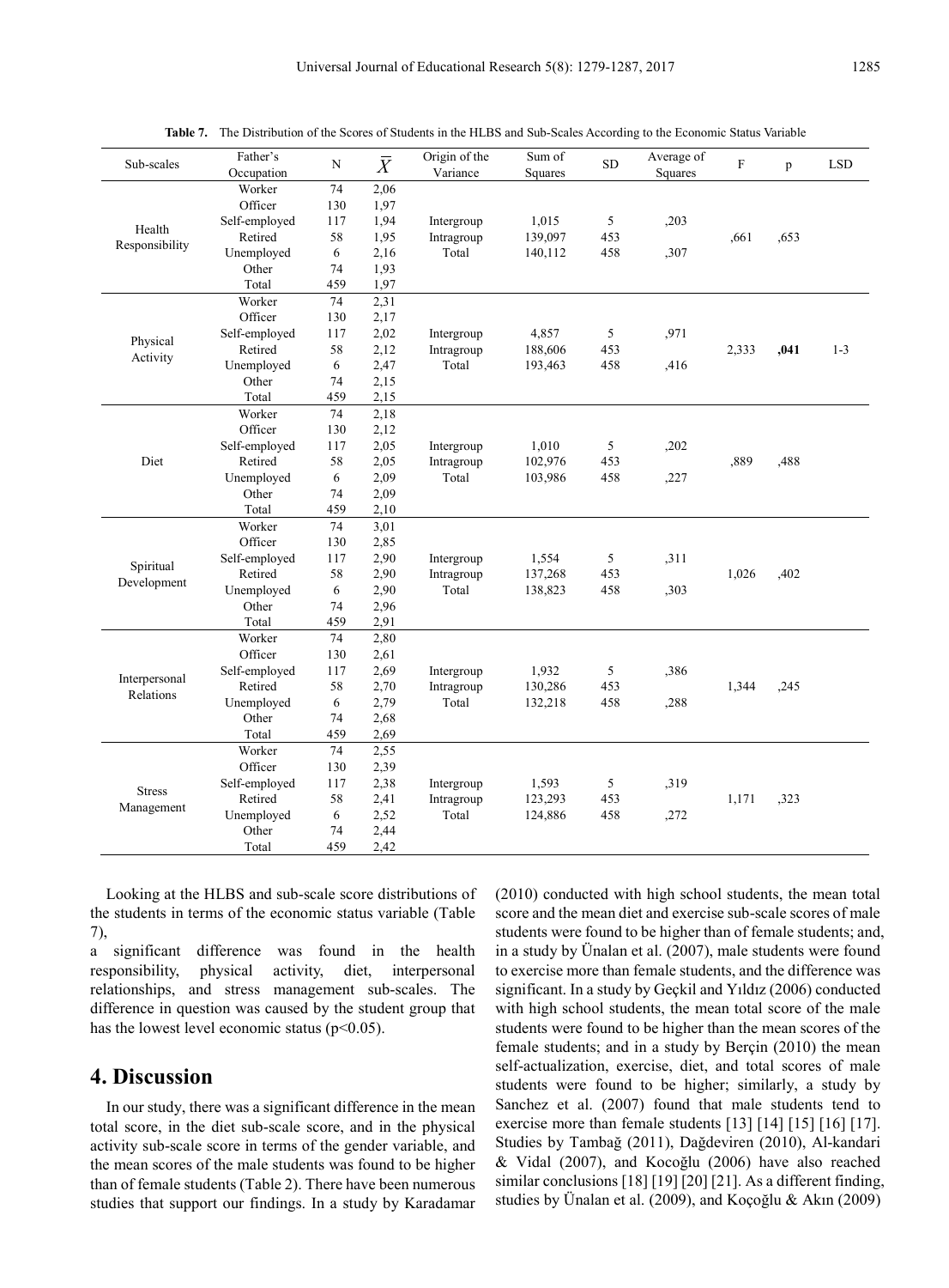**Table 7.** The Distribution of the Scores of Students in the HLBS and Sub-Scales According to the Economic Status Variable

| Sub-scales | Father's Occupation | N | $\overline{X}$ | Origin of the Variance | Sum of Squares | SD | Average of Squares | F | p | LSD |
|---|---|---|---|---|---|---|---|---|---|---|
| Health Responsibility | Worker | 74 | 2,06 | | | | | | | |
| | Officer | 130 | 1,97 | | | | | | | |
| | Self-employed | 117 | 1,94 | Intergroup | 1,015 | 5 | ,203 | | | |
| | Retired | 58 | 1,95 | Intragroup | 139,097 | 453 | | ,661 | ,653 | |
| | Unemployed | 6 | 2,16 | Total | 140,112 | 458 | ,307 | | | |
| | Other | 74 | 1,93 | | | | | | | |
| | Total | 459 | 1,97 | | | | | | | |
| Physical Activity | Worker | 74 | 2,31 | | | | | | | |
| | Officer | 130 | 2,17 | | | | | | | |
| | Self-employed | 117 | 2,02 | Intergroup | 4,857 | 5 | ,971 | | | |
| | Retired | 58 | 2,12 | Intragroup | 188,606 | 453 | | 2,333 | **,041** | 1-3 |
| | Unemployed | 6 | 2,47 | Total | 193,463 | 458 | ,416 | | | |
| | Other | 74 | 2,15 | | | | | | | |
| | Total | 459 | 2,15 | | | | | | | |
| Diet | Worker | 74 | 2,18 | | | | | | | |
| | Officer | 130 | 2,12 | | | | | | | |
| | Self-employed | 117 | 2,05 | Intergroup | 1,010 | 5 | ,202 | | | |
| | Retired | 58 | 2,05 | Intragroup | 102,976 | 453 | | ,889 | ,488 | |
| | Unemployed | 6 | 2,09 | Total | 103,986 | 458 | ,227 | | | |
| | Other | 74 | 2,09 | | | | | | | |
| | Total | 459 | 2,10 | | | | | | | |
| Spiritual Development | Worker | 74 | 3,01 | | | | | | | |
| | Officer | 130 | 2,85 | | | | | | | |
| | Self-employed | 117 | 2,90 | Intergroup | 1,554 | 5 | ,311 | | | |
| | Retired | 58 | 2,90 | Intragroup | 137,268 | 453 | | 1,026 | ,402 | |
| | Unemployed | 6 | 2,90 | Total | 138,823 | 458 | ,303 | | | |
| | Other | 74 | 2,96 | | | | | | | |
| | Total | 459 | 2,91 | | | | | | | |
| Interpersonal Relations | Worker | 74 | 2,80 | | | | | | | |
| | Officer | 130 | 2,61 | | | | | | | |
| | Self-employed | 117 | 2,69 | Intergroup | 1,932 | 5 | ,386 | | | |
| | Retired | 58 | 2,70 | Intragroup | 130,286 | 453 | | 1,344 | ,245 | |
| | Unemployed | 6 | 2,79 | Total | 132,218 | 458 | ,288 | | | |
| | Other | 74 | 2,68 | | | | | | | |
| | Total | 459 | 2,69 | | | | | | | |
| Stress Management | Worker | 74 | 2,55 | | | | | | | |
| | Officer | 130 | 2,39 | | | | | | | |
| | Self-employed | 117 | 2,38 | Intergroup | 1,593 | 5 | ,319 | | | |
| | Retired | 58 | 2,41 | Intragroup | 123,293 | 453 | | 1,171 | ,323 | |
| | Unemployed | 6 | 2,52 | Total | 124,886 | 458 | ,272 | | | |
| | Other | 74 | 2,44 | | | | | | | |
| | Total | 459 | 2,42 | | | | | | | |

Looking at the HLBS and sub-scale score distributions of the students in terms of the economic status variable (Table 7),

a significant difference was found in the health responsibility, physical activity, diet, interpersonal relationships, and stress management sub-scales. The difference in question was caused by the student group that has the lowest level economic status ($p<0.05$).

## 4. Discussion

In our study, there was a significant difference in the mean total score, in the diet sub-scale score, and in the physical activity sub-scale score in terms of the gender variable, and the mean scores of the male students was found to be higher than of female students (Table 2). There have been numerous studies that support our findings. In a study by Karadamar (2010) conducted with high school students, the mean total score and the mean diet and exercise sub-scale scores of male students were found to be higher than of female students; and, in a study by Ünalan et al. (2007), male students were found to exercise more than female students, and the difference was significant. In a study by Geçkil and Yıldız (2006) conducted with high school students, the mean total score of the male students were found to be higher than the mean scores of the female students; and in a study by Berçin (2010) the mean self-actualization, exercise, diet, and total scores of male students were found to be higher; similarly, a study by Sanchez et al. (2007) found that male students tend to exercise more than female students [13] [14] [15] [16] [17]. Studies by Tambağ (2011), Dağdeviren (2010), Al-kandari & Vidal (2007), and Kocoğlu (2006) have also reached similar conclusions [18] [19] [20] [21]. As a different finding, studies by Ünalan et al. (2009), and Koçoğlu & Akın (2009)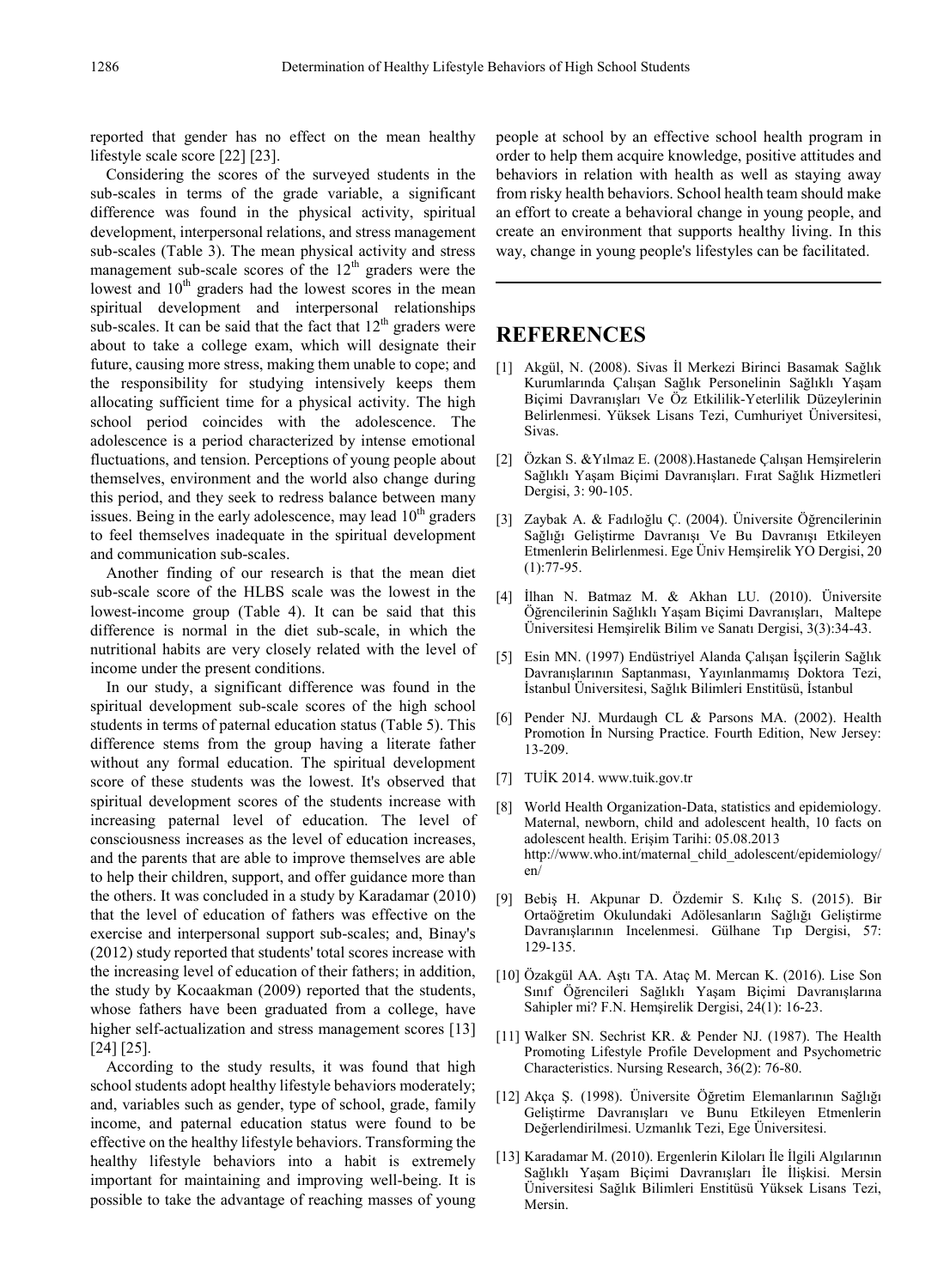reported that gender has no effect on the mean healthy lifestyle scale score [22] [23].

Considering the scores of the surveyed students in the sub-scales in terms of the grade variable, a significant difference was found in the physical activity, spiritual development, interpersonal relations, and stress management sub-scales (Table 3). The mean physical activity and stress management sub-scale scores of the 12th graders were the lowest and 10th graders had the lowest scores in the mean spiritual development and interpersonal relationships sub-scales. It can be said that the fact that 12th graders were about to take a college exam, which will designate their future, causing more stress, making them unable to cope; and the responsibility for studying intensively keeps them allocating sufficient time for a physical activity. The high school period coincides with the adolescence. The adolescence is a period characterized by intense emotional fluctuations, and tension. Perceptions of young people about themselves, environment and the world also change during this period, and they seek to redress balance between many issues. Being in the early adolescence, may lead 10th graders to feel themselves inadequate in the spiritual development and communication sub-scales.

Another finding of our research is that the mean diet sub-scale score of the HLBS scale was the lowest in the lowest-income group (Table 4). It can be said that this difference is normal in the diet sub-scale, in which the nutritional habits are very closely related with the level of income under the present conditions.

In our study, a significant difference was found in the spiritual development sub-scale scores of the high school students in terms of paternal education status (Table 5). This difference stems from the group having a literate father without any formal education. The spiritual development score of these students was the lowest. It's observed that spiritual development scores of the students increase with increasing paternal level of education. The level of consciousness increases as the level of education increases, and the parents that are able to improve themselves are able to help their children, support, and offer guidance more than the others. It was concluded in a study by Karadamar (2010) that the level of education of fathers was effective on the exercise and interpersonal support sub-scales; and, Binay's (2012) study reported that students' total scores increase with the increasing level of education of their fathers; in addition, the study by Kocaakman (2009) reported that the students, whose fathers have been graduated from a college, have higher self-actualization and stress management scores [13] [24] [25].

According to the study results, it was found that high school students adopt healthy lifestyle behaviors moderately; and, variables such as gender, type of school, grade, family income, and paternal education status were found to be effective on the healthy lifestyle behaviors. Transforming the healthy lifestyle behaviors into a habit is extremely important for maintaining and improving well-being. It is possible to take the advantage of reaching masses of young people at school by an effective school health program in order to help them acquire knowledge, positive attitudes and behaviors in relation with health as well as staying away from risky health behaviors. School health team should make an effort to create a behavioral change in young people, and create an environment that supports healthy living. In this way, change in young people's lifestyles can be facilitated.

# REFERENCES

[1] Akgül, N. (2008). Sivas İl Merkezi Birinci Basamak Sağlık Kurumlarında Çalışan Sağlık Personelinin Sağlıklı Yaşam Biçimi Davranışları Ve Öz Etkililik-Yeterlilik Düzeylerinin Belirlenmesi. Yüksek Lisans Tezi, Cumhuriyet Üniversitesi, Sivas.

[2] Özkan S. &Yılmaz E. (2008).Hastanede Çalışan Hemşirelerin Sağlıklı Yaşam Biçimi Davranışları. Fırat Sağlık Hizmetleri Dergisi, 3: 90-105.

[3] Zaybak A. & Fadıloğlu Ç. (2004). Üniversite Öğrencilerinin Sağlığı Geliştirme Davranışı Ve Bu Davranışı Etkileyen Etmenlerin Belirlenmesi. Ege Üniv Hemşirelik YO Dergisi, 20 (1):77-95.

[4] İlhan N. Batmaz M. & Akhan LU. (2010). Üniversite Öğrencilerinin Sağlıklı Yaşam Biçimi Davranışları, Maltepe Üniversitesi Hemşirelik Bilim ve Sanatı Dergisi, 3(3):34-43.

[5] Esin MN. (1997) Endüstriyel Alanda Çalışan İşçilerin Sağlık Davranışlarının Saptanması, Yayınlanmamış Doktora Tezi, İstanbul Üniversitesi, Sağlık Bilimleri Enstitüsü, İstanbul

[6] Pender NJ. Murdaugh CL & Parsons MA. (2002). Health Promotion İn Nursing Practice. Fourth Edition, New Jersey: 13-209.

[7] TUİK 2014. www.tuik.gov.tr

[8] World Health Organization-Data, statistics and epidemiology. Maternal, newborn, child and adolescent health, 10 facts on adolescent health. Erişim Tarihi: 05.08.2013 http://www.who.int/maternal_child_adolescent/epidemiology/en/

[9] Bebiş H. Akpunar D. Özdemir S. Kılıç S. (2015). Bir Ortaöğretim Okulundaki Adölesanların Sağlığı Geliştirme Davranışlarının Incelenmesi. Gülhane Tıp Dergisi, 57: 129-135.

[10] Özakgül AA. Aştı TA. Ataç M. Mercan K. (2016). Lise Son Sınıf Öğrencileri Sağlıklı Yaşam Biçimi Davranışlarına Sahipler mi? F.N. Hemşirelik Dergisi, 24(1): 16-23.

[11] Walker SN. Sechrist KR. & Pender NJ. (1987). The Health Promoting Lifestyle Profile Development and Psychometric Characteristics. Nursing Research, 36(2): 76-80.

[12] Akça Ş. (1998). Üniversite Öğretim Elemanlarının Sağlığı Geliştirme Davranışları ve Bunu Etkileyen Etmenlerin Değerlendirilmesi. Uzmanlık Tezi, Ege Üniversitesi.

[13] Karadamar M. (2010). Ergenlerin Kiloları İle İlgili Algılarının Sağlıklı Yaşam Biçimi Davranışları İle İlişkisi. Mersin Üniversitesi Sağlık Bilimleri Enstitüsü Yüksek Lisans Tezi, Mersin.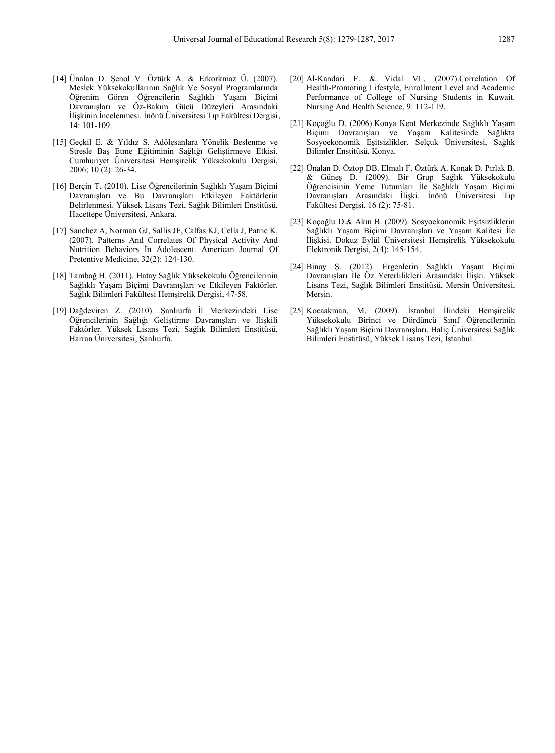[14] Ünalan D. Şenol V. Öztürk A. & Erkorkmaz Ü. (2007). Meslek Yüksekokullarının Sağlık Ve Sosyal Programlarında Öğrenim Gören Öğrencilerin Sağlıklı Yaşam Biçimi Davranışları ve Öz-Bakım Gücü Düzeyleri Arasındaki İlişkinin İncelenmesi. İnönü Üniversitesi Tıp Fakültesi Dergisi, 14: 101-109.

[15] Geçkil E. & Yıldız S. Adölesanlara Yönelik Beslenme ve Stresle Baş Etme Eğitiminin Sağlığı Geliştirmeye Etkisi. Cumhuriyet Üniversitesi Hemşirelik Yüksekokulu Dergisi, 2006; 10 (2): 26-34.

[16] Berçin T. (2010). Lise Öğrencilerinin Sağlıklı Yaşam Biçimi Davranışları ve Bu Davranışları Etkileyen Faktörlerin Belirlenmesi. Yüksek Lisans Tezi, Sağlık Bilimleri Enstitüsü, Hacettepe Üniversitesi, Ankara.

[17] Sanchez A, Norman GJ, Sallis JF, Calfas KJ, Cella J, Patric K. (2007). Patterns And Correlates Of Physical Activity And Nutrition Behaviors İn Adolescent. American Journal Of Pretentive Medicine, 32(2): 124-130.

[18] Tambağ H. (2011). Hatay Sağlık Yüksekokulu Öğrencilerinin Sağlıklı Yaşam Biçimi Davranışları ve Etkileyen Faktörler. Sağlık Bilimleri Fakültesi Hemşirelik Dergisi, 47-58.

[19] Dağdeviren Z. (2010). Şanlıurfa İl Merkezindeki Lise Öğrencilerinin Sağlığı Geliştirme Davranışları ve İlişkili Faktörler. Yüksek Lisans Tezi, Sağlık Bilimleri Enstitüsü, Harran Üniversitesi, Şanlıurfa.

[20] Al-Kandari F. & Vidal VL. (2007).Correlation Of Health-Promoting Lifestyle, Enrollment Level and Academic Performance of College of Nursing Students in Kuwait. Nursing And Health Science, 9: 112-119.

[21] Koçoğlu D. (2006).Konya Kent Merkezinde Sağlıklı Yaşam Biçimi Davranışları ve Yaşam Kalitesinde Sağlıkta Sosyoekonomik Eşitsizlikler. Selçuk Üniversitesi, Sağlık Bilimler Enstitüsü, Konya.

[22] Ünalan D. Öztop DB. Elmalı F. Öztürk A. Konak D. Pırlak B. & Güneş D. (2009). Bir Grup Sağlık Yüksekokulu Öğrencisinin Yeme Tutumları İle Sağlıklı Yaşam Biçimi Davranışları Arasındaki İlişki. İnönü Üniversitesi Tıp Fakültesi Dergisi, 16 (2): 75-81.

[23] Koçoğlu D.& Akın B. (2009). Sosyoekonomik Eşitsizliklerin Sağlıklı Yaşam Biçimi Davranışları ve Yaşam Kalitesi İle İlişkisi. Dokuz Eylül Üniversitesi Hemşirelik Yüksekokulu Elektronik Dergisi, 2(4): 145-154.

[24] Binay Ş. (2012). Ergenlerin Sağlıklı Yaşam Biçimi Davranışları İle Öz Yeterlilikleri Arasındaki İlişki. Yüksek Lisans Tezi, Sağlık Bilimleri Enstitüsü, Mersin Üniversitesi, Mersin.

[25] Kocaakman, M. (2009). İstanbul İlindeki Hemşirelik Yüksekokulu Birinci ve Dördüncü Sınıf Öğrencilerinin Sağlıklı Yaşam Biçimi Davranışları. Haliç Üniversitesi Sağlık Bilimleri Enstitüsü, Yüksek Lisans Tezi, İstanbul.